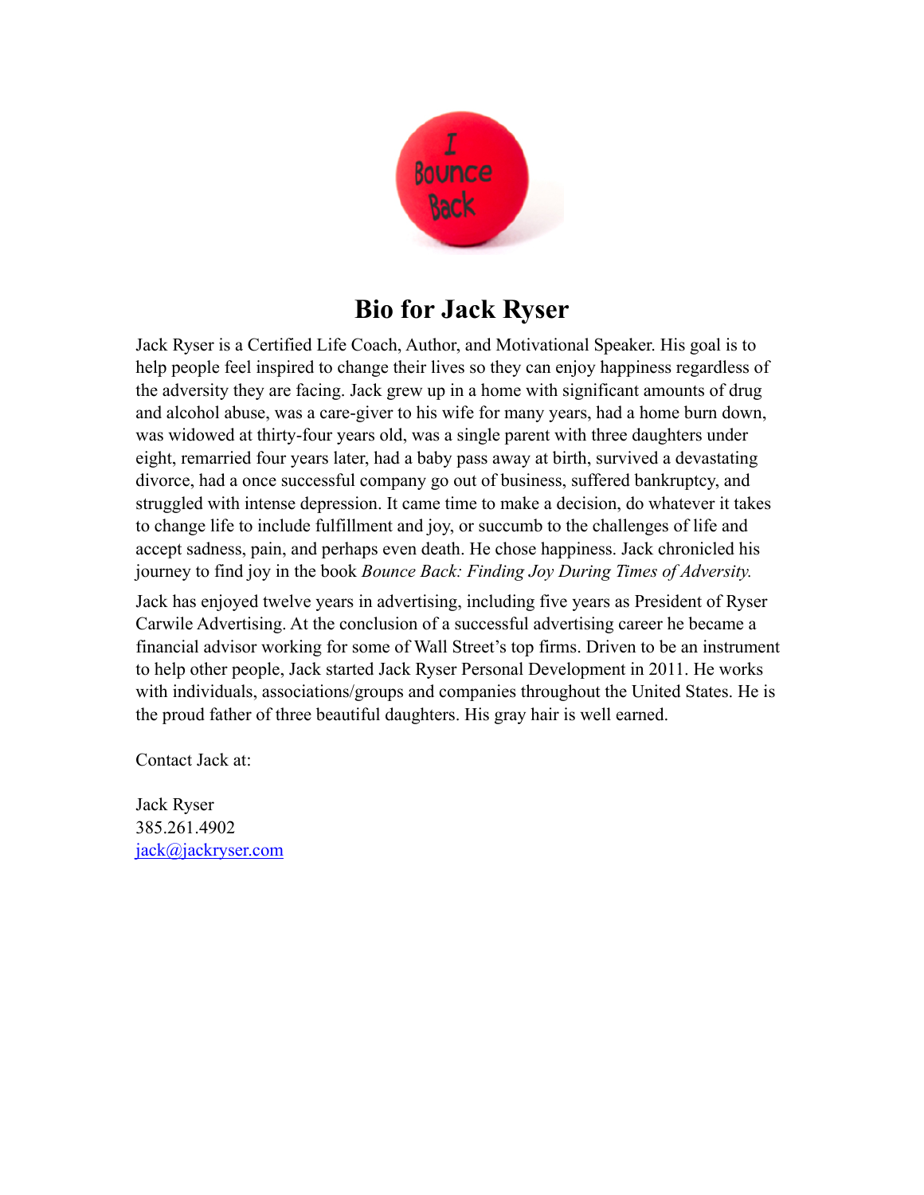# Bio for Jack Ryser

Jack Ryser is a Certified Life Coach, Author, and Motivational Speaker. His goal is to help people feel inspired to change their lives so they can enjoy happiness regardless of the adversity they are facing. Jack grew up in a home with significant amounts of drug and alcohol abuse, was a care-giver to his wife for many years, had a home burn down, was widowed at thirty-four years old, was a single parent with three daughters under eight, remarried four years later, had a baby pass away at birth, survived a devastating divorce, had a once successful company go out of business, suffered bankruptcy, and struggled with intense depression. It came time to make a decision, do whatever it takes to change life to include fulfillment and joy, or succumb to the challenges of life and accept sadness, pain, and perhaps even death. He chose happiness. Jack chronicled his journey to find joy in the book *Bounce Back: Finding Joy During Times of Adversity.*

Jack has enjoyed twelve years in advertising, including five years as President of Ryser Carwile Advertising. At the conclusion of a successful advertising career he became a financial advisor working for some of Wall Street's top firms. Driven to be an instrument to help other people, Jack started Jack Ryser Personal Development in 2011. He works with individuals, associations/groups and companies throughout the United States. He is the proud father of three beautiful daughters. His gray hair is well earned.

Contact Jack at:

Jack Ryser
385.261.4902
jack@jackryser.com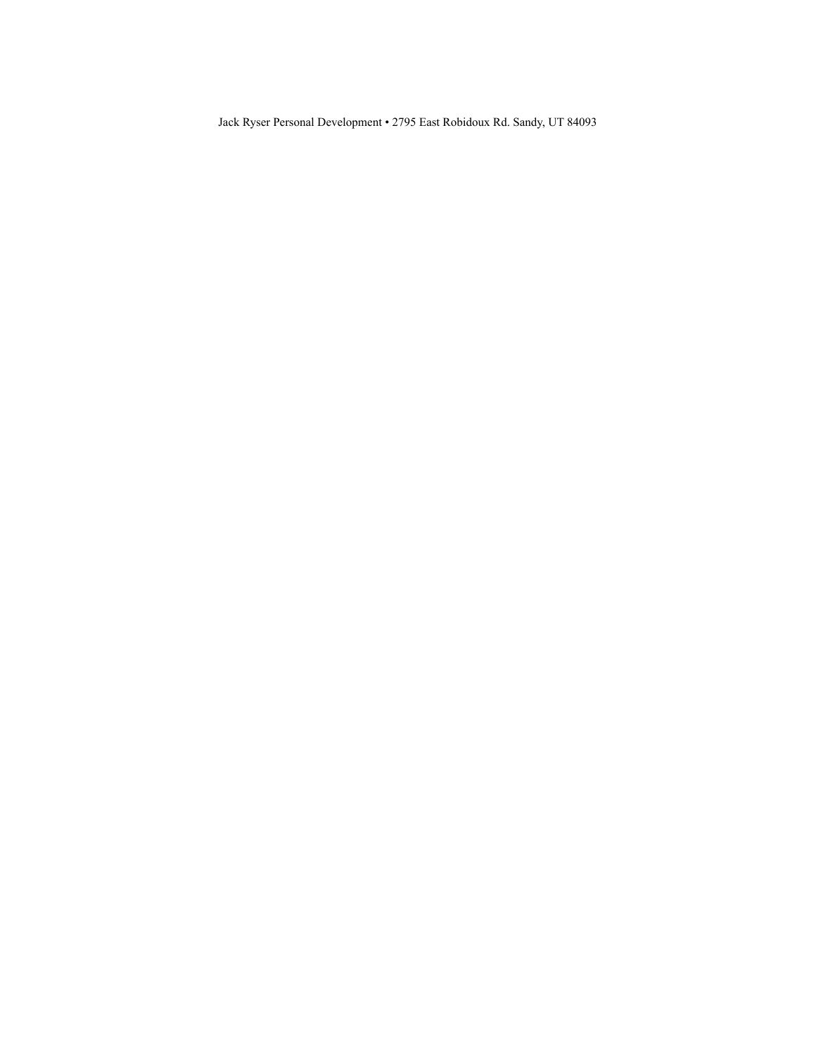Jack Ryser Personal Development • 2795 East Robidoux Rd. Sandy, UT 84093